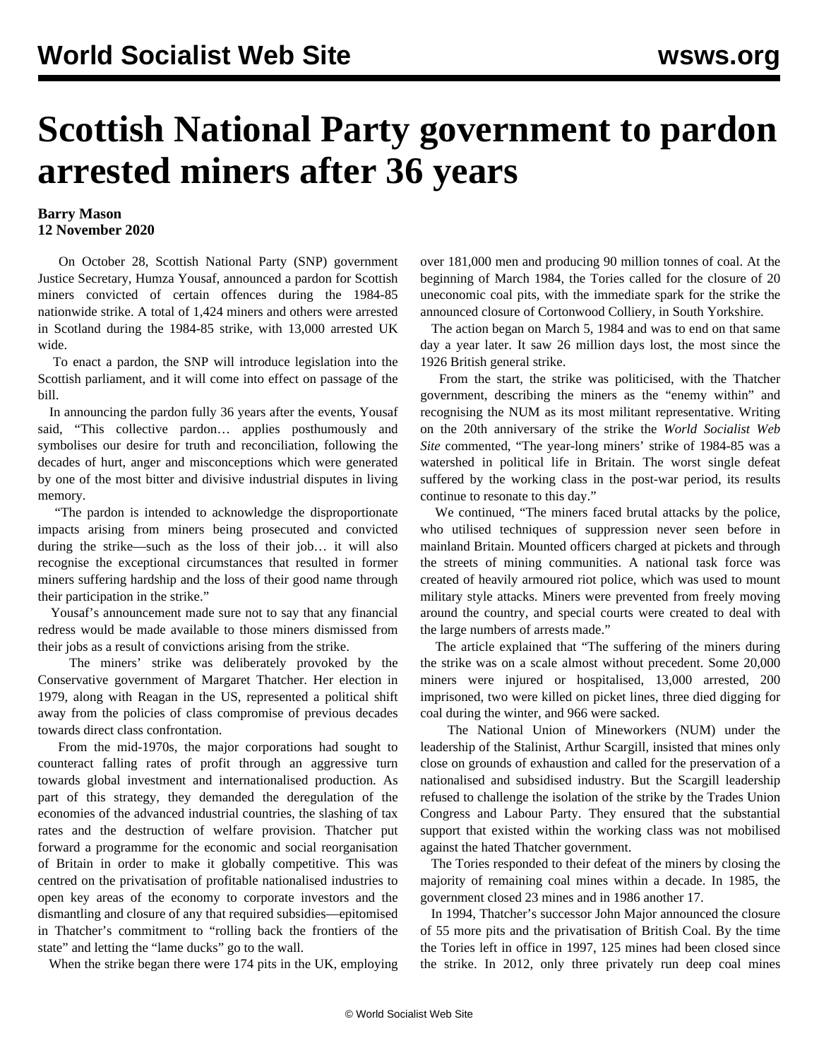# Scottish National Party government to pardon arrested miners after 36 years

**Barry Mason**
**12 November 2020**

On October 28, Scottish National Party (SNP) government Justice Secretary, Humza Yousaf, announced a pardon for Scottish miners convicted of certain offences during the 1984-85 nationwide strike. A total of 1,424 miners and others were arrested in Scotland during the 1984-85 strike, with 13,000 arrested UK wide.

To enact a pardon, the SNP will introduce legislation into the Scottish parliament, and it will come into effect on passage of the bill.

In announcing the pardon fully 36 years after the events, Yousaf said, "This collective pardon… applies posthumously and symbolises our desire for truth and reconciliation, following the decades of hurt, anger and misconceptions which were generated by one of the most bitter and divisive industrial disputes in living memory.

"The pardon is intended to acknowledge the disproportionate impacts arising from miners being prosecuted and convicted during the strike—such as the loss of their job… it will also recognise the exceptional circumstances that resulted in former miners suffering hardship and the loss of their good name through their participation in the strike."

Yousaf's announcement made sure not to say that any financial redress would be made available to those miners dismissed from their jobs as a result of convictions arising from the strike.

The miners' strike was deliberately provoked by the Conservative government of Margaret Thatcher. Her election in 1979, along with Reagan in the US, represented a political shift away from the policies of class compromise of previous decades towards direct class confrontation.

From the mid-1970s, the major corporations had sought to counteract falling rates of profit through an aggressive turn towards global investment and internationalised production. As part of this strategy, they demanded the deregulation of the economies of the advanced industrial countries, the slashing of tax rates and the destruction of welfare provision. Thatcher put forward a programme for the economic and social reorganisation of Britain in order to make it globally competitive. This was centred on the privatisation of profitable nationalised industries to open key areas of the economy to corporate investors and the dismantling and closure of any that required subsidies—epitomised in Thatcher's commitment to "rolling back the frontiers of the state" and letting the "lame ducks" go to the wall.

When the strike began there were 174 pits in the UK, employing over 181,000 men and producing 90 million tonnes of coal. At the beginning of March 1984, the Tories called for the closure of 20 uneconomic coal pits, with the immediate spark for the strike the announced closure of Cortonwood Colliery, in South Yorkshire.

The action began on March 5, 1984 and was to end on that same day a year later. It saw 26 million days lost, the most since the 1926 British general strike.

From the start, the strike was politicised, with the Thatcher government, describing the miners as the "enemy within" and recognising the NUM as its most militant representative. Writing on the 20th anniversary of the strike the *World Socialist Web Site* commented, "The year-long miners' strike of 1984-85 was a watershed in political life in Britain. The worst single defeat suffered by the working class in the post-war period, its results continue to resonate to this day."

We continued, "The miners faced brutal attacks by the police, who utilised techniques of suppression never seen before in mainland Britain. Mounted officers charged at pickets and through the streets of mining communities. A national task force was created of heavily armoured riot police, which was used to mount military style attacks. Miners were prevented from freely moving around the country, and special courts were created to deal with the large numbers of arrests made."

The article explained that "The suffering of the miners during the strike was on a scale almost without precedent. Some 20,000 miners were injured or hospitalised, 13,000 arrested, 200 imprisoned, two were killed on picket lines, three died digging for coal during the winter, and 966 were sacked.

The National Union of Mineworkers (NUM) under the leadership of the Stalinist, Arthur Scargill, insisted that mines only close on grounds of exhaustion and called for the preservation of a nationalised and subsidised industry. But the Scargill leadership refused to challenge the isolation of the strike by the Trades Union Congress and Labour Party. They ensured that the substantial support that existed within the working class was not mobilised against the hated Thatcher government.

The Tories responded to their defeat of the miners by closing the majority of remaining coal mines within a decade. In 1985, the government closed 23 mines and in 1986 another 17.

In 1994, Thatcher's successor John Major announced the closure of 55 more pits and the privatisation of British Coal. By the time the Tories left in office in 1997, 125 mines had been closed since the strike. In 2012, only three privately run deep coal mines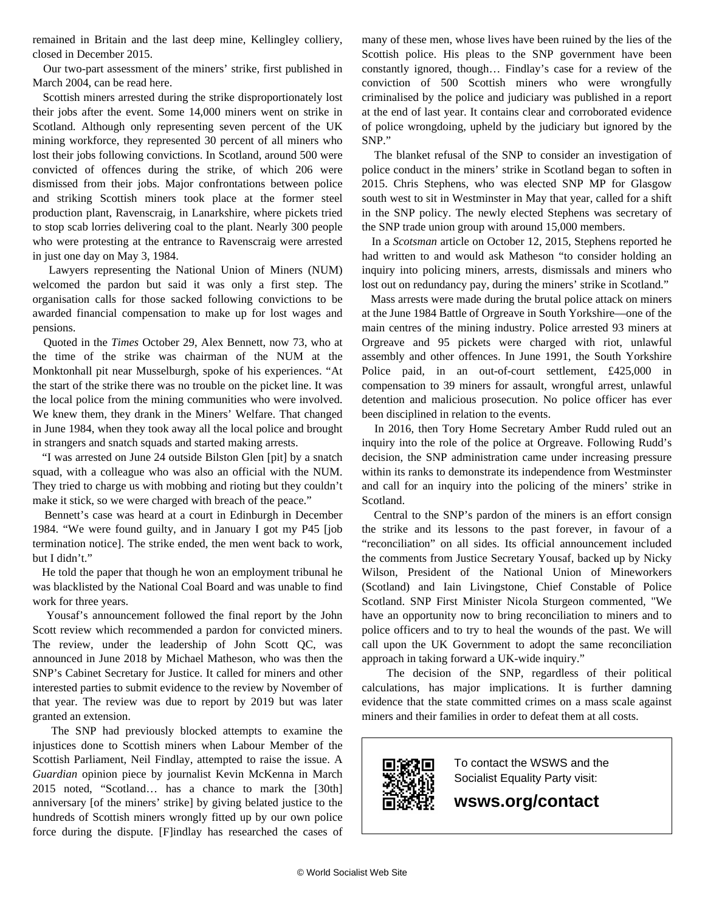remained in Britain and the last deep mine, Kellingley colliery, closed in December 2015.

Our two-part assessment of the miners' strike, first published in March 2004, can be read here.

Scottish miners arrested during the strike disproportionately lost their jobs after the event. Some 14,000 miners went on strike in Scotland. Although only representing seven percent of the UK mining workforce, they represented 30 percent of all miners who lost their jobs following convictions. In Scotland, around 500 were convicted of offences during the strike, of which 206 were dismissed from their jobs. Major confrontations between police and striking Scottish miners took place at the former steel production plant, Ravenscraig, in Lanarkshire, where pickets tried to stop scab lorries delivering coal to the plant. Nearly 300 people who were protesting at the entrance to Ravenscraig were arrested in just one day on May 3, 1984.

Lawyers representing the National Union of Miners (NUM) welcomed the pardon but said it was only a first step. The organisation calls for those sacked following convictions to be awarded financial compensation to make up for lost wages and pensions.

Quoted in the *Times* October 29, Alex Bennett, now 73, who at the time of the strike was chairman of the NUM at the Monktonhall pit near Musselburgh, spoke of his experiences. "At the start of the strike there was no trouble on the picket line. It was the local police from the mining communities who were involved. We knew them, they drank in the Miners' Welfare. That changed in June 1984, when they took away all the local police and brought in strangers and snatch squads and started making arrests.

"I was arrested on June 24 outside Bilston Glen [pit] by a snatch squad, with a colleague who was also an official with the NUM. They tried to charge us with mobbing and rioting but they couldn't make it stick, so we were charged with breach of the peace."

Bennett's case was heard at a court in Edinburgh in December 1984. "We were found guilty, and in January I got my P45 [job termination notice]. The strike ended, the men went back to work, but I didn't."

He told the paper that though he won an employment tribunal he was blacklisted by the National Coal Board and was unable to find work for three years.

Yousaf's announcement followed the final report by the John Scott review which recommended a pardon for convicted miners. The review, under the leadership of John Scott QC, was announced in June 2018 by Michael Matheson, who was then the SNP's Cabinet Secretary for Justice. It called for miners and other interested parties to submit evidence to the review by November of that year. The review was due to report by 2019 but was later granted an extension.

The SNP had previously blocked attempts to examine the injustices done to Scottish miners when Labour Member of the Scottish Parliament, Neil Findlay, attempted to raise the issue. A *Guardian* opinion piece by journalist Kevin McKenna in March 2015 noted, "Scotland… has a chance to mark the [30th] anniversary [of the miners' strike] by giving belated justice to the hundreds of Scottish miners wrongly fitted up by our own police force during the dispute. [F]indlay has researched the cases of many of these men, whose lives have been ruined by the lies of the Scottish police. His pleas to the SNP government have been constantly ignored, though… Findlay's case for a review of the conviction of 500 Scottish miners who were wrongfully criminalised by the police and judiciary was published in a report at the end of last year. It contains clear and corroborated evidence of police wrongdoing, upheld by the judiciary but ignored by the SNP."

The blanket refusal of the SNP to consider an investigation of police conduct in the miners' strike in Scotland began to soften in 2015. Chris Stephens, who was elected SNP MP for Glasgow south west to sit in Westminster in May that year, called for a shift in the SNP policy. The newly elected Stephens was secretary of the SNP trade union group with around 15,000 members.

In a *Scotsman* article on October 12, 2015, Stephens reported he had written to and would ask Matheson "to consider holding an inquiry into policing miners, arrests, dismissals and miners who lost out on redundancy pay, during the miners' strike in Scotland."

Mass arrests were made during the brutal police attack on miners at the June 1984 Battle of Orgreave in South Yorkshire—one of the main centres of the mining industry. Police arrested 93 miners at Orgreave and 95 pickets were charged with riot, unlawful assembly and other offences. In June 1991, the South Yorkshire Police paid, in an out-of-court settlement, £425,000 in compensation to 39 miners for assault, wrongful arrest, unlawful detention and malicious prosecution. No police officer has ever been disciplined in relation to the events.

In 2016, then Tory Home Secretary Amber Rudd ruled out an inquiry into the role of the police at Orgreave. Following Rudd's decision, the SNP administration came under increasing pressure within its ranks to demonstrate its independence from Westminster and call for an inquiry into the policing of the miners' strike in Scotland.

Central to the SNP's pardon of the miners is an effort consign the strike and its lessons to the past forever, in favour of a "reconciliation" on all sides. Its official announcement included the comments from Justice Secretary Yousaf, backed up by Nicky Wilson, President of the National Union of Mineworkers (Scotland) and Iain Livingstone, Chief Constable of Police Scotland. SNP First Minister Nicola Sturgeon commented, "We have an opportunity now to bring reconciliation to miners and to police officers and to try to heal the wounds of the past. We will call upon the UK Government to adopt the same reconciliation approach in taking forward a UK-wide inquiry."

The decision of the SNP, regardless of their political calculations, has major implications. It is further damning evidence that the state committed crimes on a mass scale against miners and their families in order to defeat them at all costs.

To contact the WSWS and the Socialist Equality Party visit:

**wsws.org/contact**